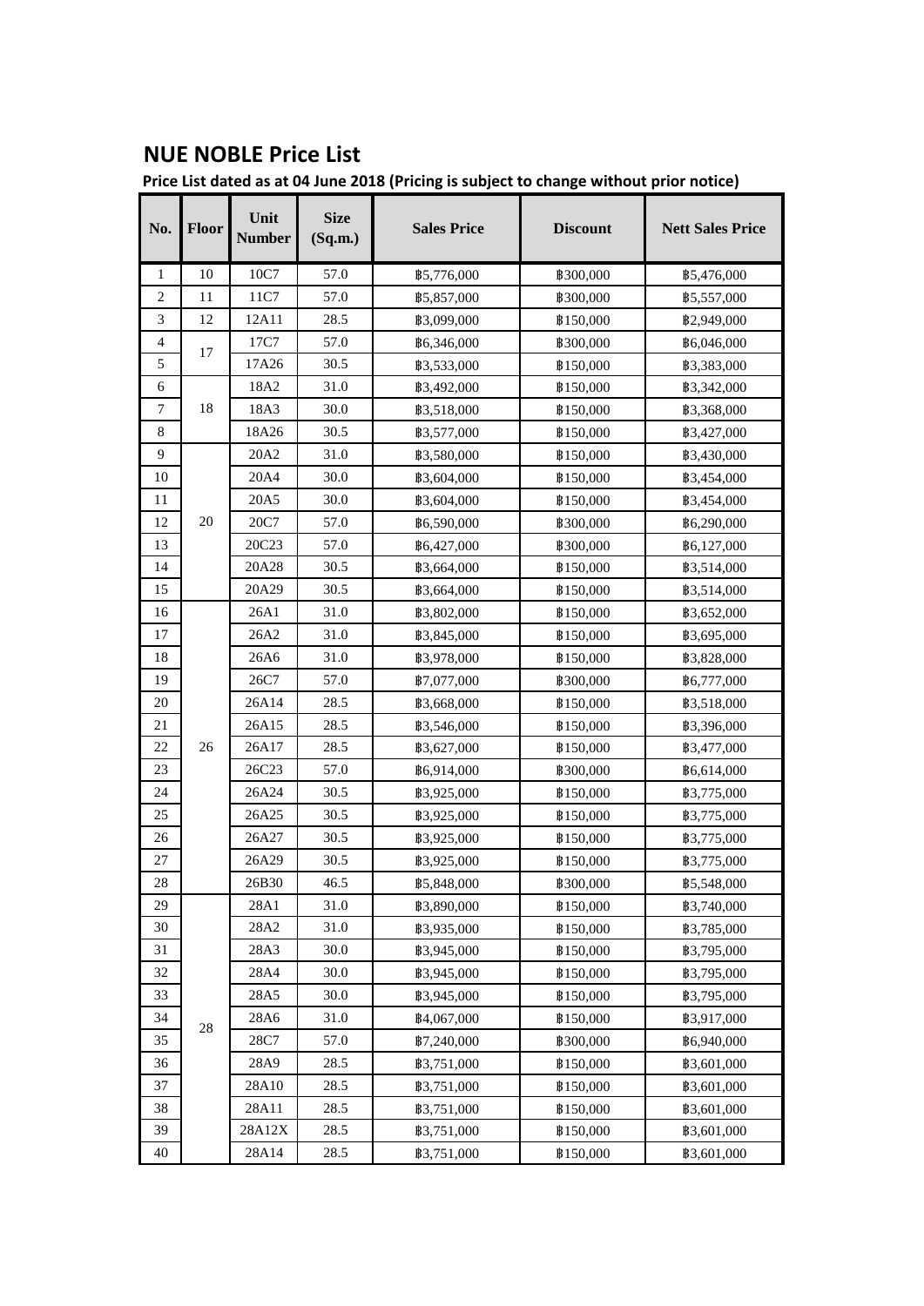# NUE NOBLE Price List

**Price List dated as at 04 June 2018 (Pricing is subject to change without prior notice)**

| No. | Floor | Unit Number | Size (Sq.m.) | Sales Price | Discount | Nett Sales Price |
|---|---|---|---|---|---|---|
| 1 | 10 | 10C7 | 57.0 | ฿5,776,000 | ฿300,000 | ฿5,476,000 |
| 2 | 11 | 11C7 | 57.0 | ฿5,857,000 | ฿300,000 | ฿5,557,000 |
| 3 | 12 | 12A11 | 28.5 | ฿3,099,000 | ฿150,000 | ฿2,949,000 |
| 4 | 17 | 17C7 | 57.0 | ฿6,346,000 | ฿300,000 | ฿6,046,000 |
| 5 | | 17A26 | 30.5 | ฿3,533,000 | ฿150,000 | ฿3,383,000 |
| 6 | 18 | 18A2 | 31.0 | ฿3,492,000 | ฿150,000 | ฿3,342,000 |
| 7 | | 18A3 | 30.0 | ฿3,518,000 | ฿150,000 | ฿3,368,000 |
| 8 | | 18A26 | 30.5 | ฿3,577,000 | ฿150,000 | ฿3,427,000 |
| 9 | 20 | 20A2 | 31.0 | ฿3,580,000 | ฿150,000 | ฿3,430,000 |
| 10 | | 20A4 | 30.0 | ฿3,604,000 | ฿150,000 | ฿3,454,000 |
| 11 | | 20A5 | 30.0 | ฿3,604,000 | ฿150,000 | ฿3,454,000 |
| 12 | | 20C7 | 57.0 | ฿6,590,000 | ฿300,000 | ฿6,290,000 |
| 13 | | 20C23 | 57.0 | ฿6,427,000 | ฿300,000 | ฿6,127,000 |
| 14 | | 20A28 | 30.5 | ฿3,664,000 | ฿150,000 | ฿3,514,000 |
| 15 | | 20A29 | 30.5 | ฿3,664,000 | ฿150,000 | ฿3,514,000 |
| 16 | 26 | 26A1 | 31.0 | ฿3,802,000 | ฿150,000 | ฿3,652,000 |
| 17 | | 26A2 | 31.0 | ฿3,845,000 | ฿150,000 | ฿3,695,000 |
| 18 | | 26A6 | 31.0 | ฿3,978,000 | ฿150,000 | ฿3,828,000 |
| 19 | | 26C7 | 57.0 | ฿7,077,000 | ฿300,000 | ฿6,777,000 |
| 20 | | 26A14 | 28.5 | ฿3,668,000 | ฿150,000 | ฿3,518,000 |
| 21 | | 26A15 | 28.5 | ฿3,546,000 | ฿150,000 | ฿3,396,000 |
| 22 | | 26A17 | 28.5 | ฿3,627,000 | ฿150,000 | ฿3,477,000 |
| 23 | | 26C23 | 57.0 | ฿6,914,000 | ฿300,000 | ฿6,614,000 |
| 24 | | 26A24 | 30.5 | ฿3,925,000 | ฿150,000 | ฿3,775,000 |
| 25 | | 26A25 | 30.5 | ฿3,925,000 | ฿150,000 | ฿3,775,000 |
| 26 | | 26A27 | 30.5 | ฿3,925,000 | ฿150,000 | ฿3,775,000 |
| 27 | | 26A29 | 30.5 | ฿3,925,000 | ฿150,000 | ฿3,775,000 |
| 28 | | 26B30 | 46.5 | ฿5,848,000 | ฿300,000 | ฿5,548,000 |
| 29 | 28 | 28A1 | 31.0 | ฿3,890,000 | ฿150,000 | ฿3,740,000 |
| 30 | | 28A2 | 31.0 | ฿3,935,000 | ฿150,000 | ฿3,785,000 |
| 31 | | 28A3 | 30.0 | ฿3,945,000 | ฿150,000 | ฿3,795,000 |
| 32 | | 28A4 | 30.0 | ฿3,945,000 | ฿150,000 | ฿3,795,000 |
| 33 | | 28A5 | 30.0 | ฿3,945,000 | ฿150,000 | ฿3,795,000 |
| 34 | | 28A6 | 31.0 | ฿4,067,000 | ฿150,000 | ฿3,917,000 |
| 35 | | 28C7 | 57.0 | ฿7,240,000 | ฿300,000 | ฿6,940,000 |
| 36 | | 28A9 | 28.5 | ฿3,751,000 | ฿150,000 | ฿3,601,000 |
| 37 | | 28A10 | 28.5 | ฿3,751,000 | ฿150,000 | ฿3,601,000 |
| 38 | | 28A11 | 28.5 | ฿3,751,000 | ฿150,000 | ฿3,601,000 |
| 39 | | 28A12X | 28.5 | ฿3,751,000 | ฿150,000 | ฿3,601,000 |
| 40 | | 28A14 | 28.5 | ฿3,751,000 | ฿150,000 | ฿3,601,000 |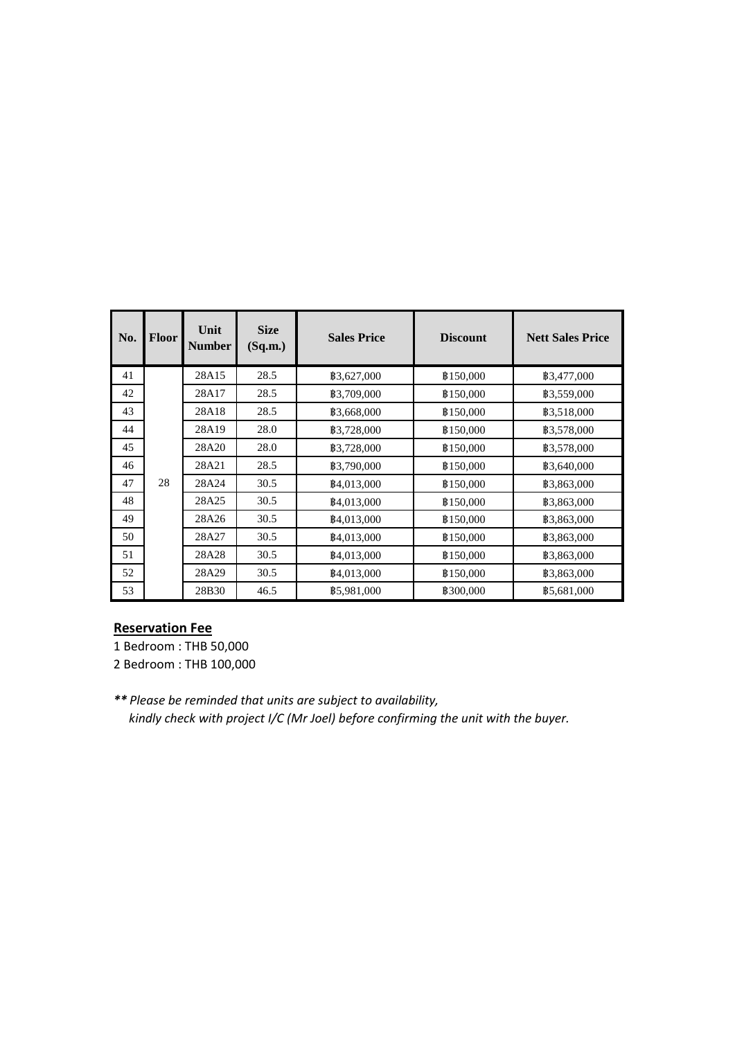| No. | Floor | Unit Number | Size (Sq.m.) | Sales Price | Discount | Nett Sales Price |
|---|---|---|---|---|---|---|
| 41 | 28 | 28A15 | 28.5 | ฿3,627,000 | ฿150,000 | ฿3,477,000 |
| 42 | | 28A17 | 28.5 | ฿3,709,000 | ฿150,000 | ฿3,559,000 |
| 43 | | 28A18 | 28.5 | ฿3,668,000 | ฿150,000 | ฿3,518,000 |
| 44 | | 28A19 | 28.0 | ฿3,728,000 | ฿150,000 | ฿3,578,000 |
| 45 | | 28A20 | 28.0 | ฿3,728,000 | ฿150,000 | ฿3,578,000 |
| 46 | | 28A21 | 28.5 | ฿3,790,000 | ฿150,000 | ฿3,640,000 |
| 47 | | 28A24 | 30.5 | ฿4,013,000 | ฿150,000 | ฿3,863,000 |
| 48 | | 28A25 | 30.5 | ฿4,013,000 | ฿150,000 | ฿3,863,000 |
| 49 | | 28A26 | 30.5 | ฿4,013,000 | ฿150,000 | ฿3,863,000 |
| 50 | | 28A27 | 30.5 | ฿4,013,000 | ฿150,000 | ฿3,863,000 |
| 51 | | 28A28 | 30.5 | ฿4,013,000 | ฿150,000 | ฿3,863,000 |
| 52 | | 28A29 | 30.5 | ฿4,013,000 | ฿150,000 | ฿3,863,000 |
| 53 | | 28B30 | 46.5 | ฿5,981,000 | ฿300,000 | ฿5,681,000 |

**Reservation Fee**

1 Bedroom : THB 50,000

2 Bedroom : THB 100,000

*\*\* Please be reminded that units are subject to availability,*
*kindly check with project I/C (Mr Joel) before confirming the unit with the buyer.*